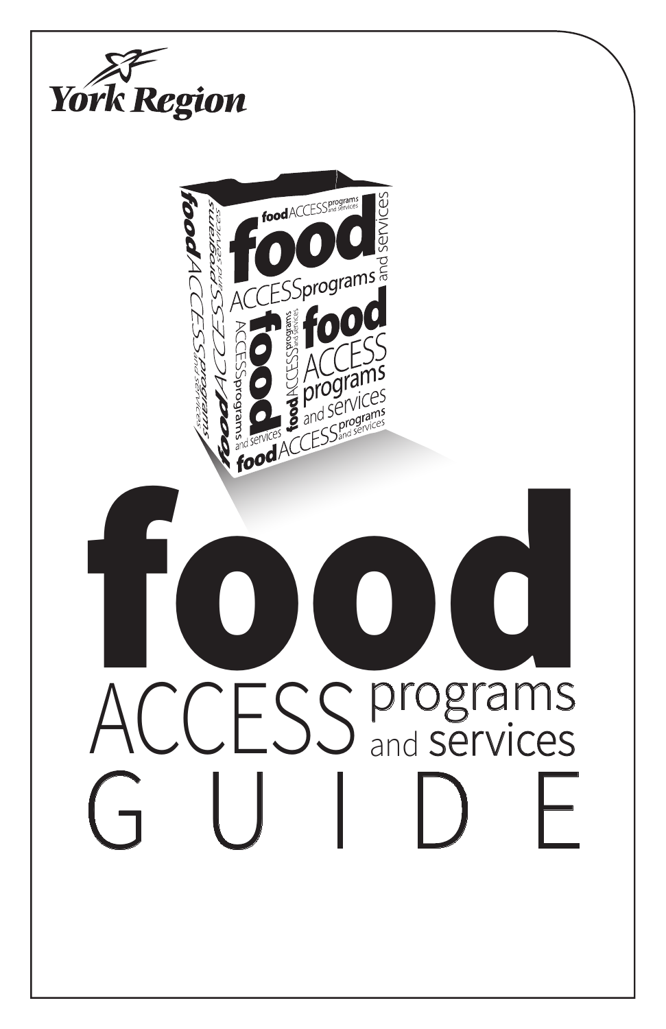York Region

# food ACCESS programs and services GUIDE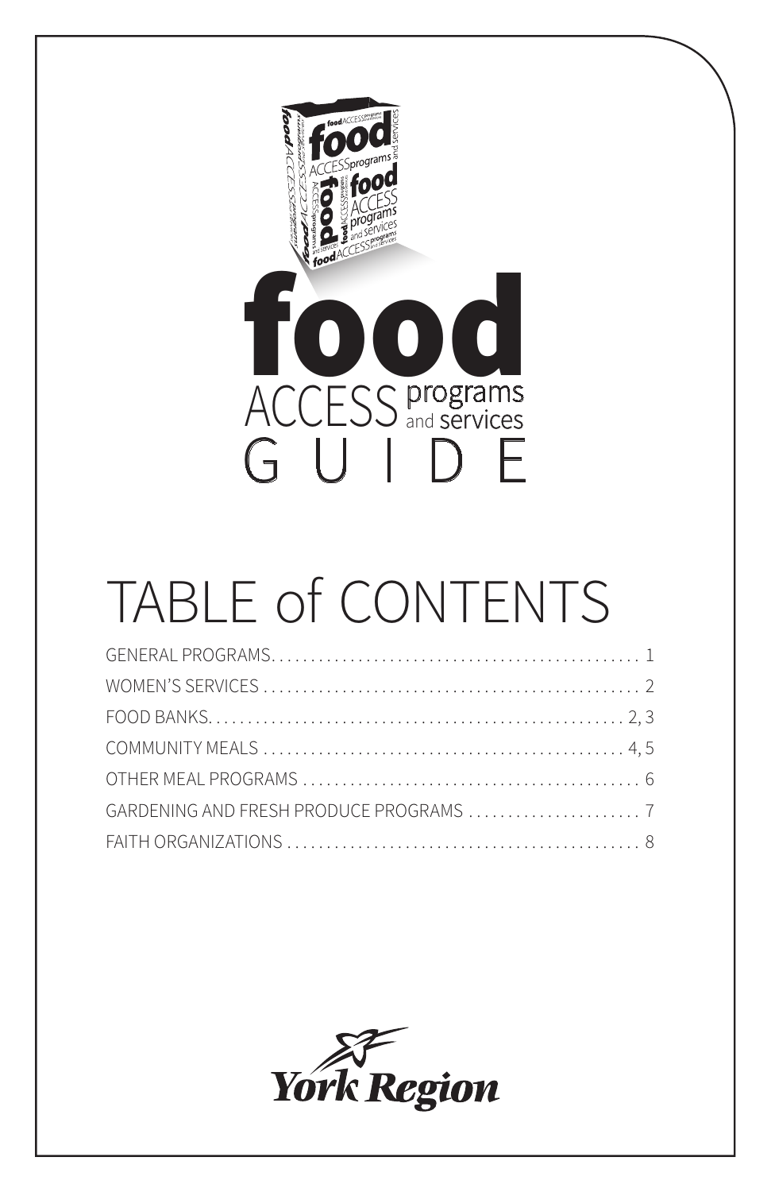# food ACCESS programs and services GUIDE

## TABLE of CONTENTS

GENERAL PROGRAMS . . . . . . . . . . . . . . . . . . . . . . . . . . . . . . . . . . . . . . . . . . . . . . 1
WOMEN'S SERVICES . . . . . . . . . . . . . . . . . . . . . . . . . . . . . . . . . . . . . . . . . . . . . . 2
FOOD BANKS . . . . . . . . . . . . . . . . . . . . . . . . . . . . . . . . . . . . . . . . . . . . . . . . . . 2, 3
COMMUNITY MEALS . . . . . . . . . . . . . . . . . . . . . . . . . . . . . . . . . . . . . . . . . . . . 4, 5
OTHER MEAL PROGRAMS . . . . . . . . . . . . . . . . . . . . . . . . . . . . . . . . . . . . . . . . . . 6
GARDENING AND FRESH PRODUCE PROGRAMS . . . . . . . . . . . . . . . . . . . . . . 7
FAITH ORGANIZATIONS . . . . . . . . . . . . . . . . . . . . . . . . . . . . . . . . . . . . . . . . . . . 8

York Region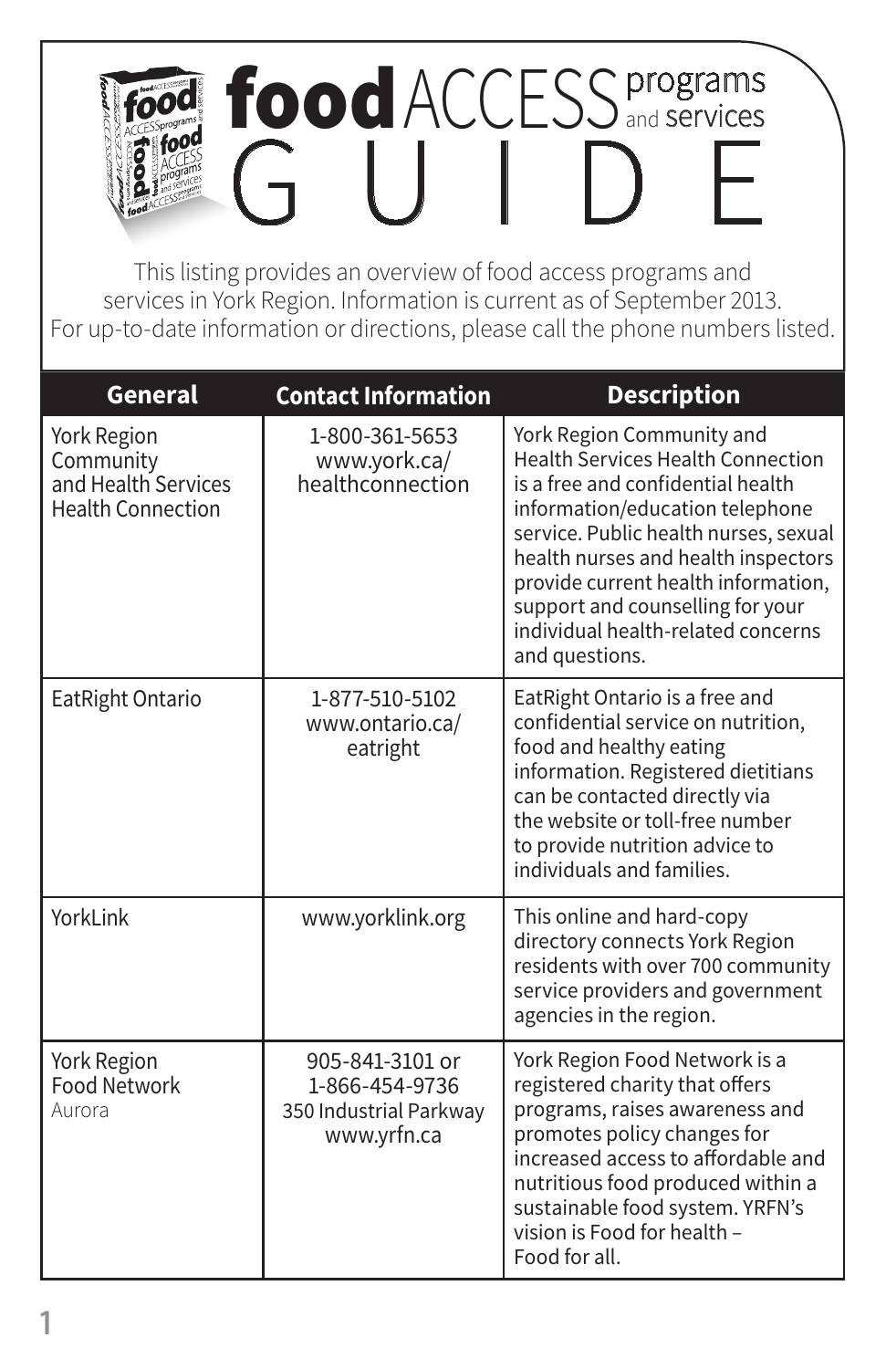# food ACCESS programs and services GUIDE

This listing provides an overview of food access programs and services in York Region. Information is current as of September 2013. For up-to-date information or directions, please call the phone numbers listed.

| General | Contact Information | Description |
|---|---|---|
| York Region Community and Health Services Health Connection | 1-800-361-5653 www.york.ca/healthconnection | York Region Community and Health Services Health Connection is a free and confidential health information/education telephone service. Public health nurses, sexual health nurses and health inspectors provide current health information, support and counselling for your individual health-related concerns and questions. |
| EatRight Ontario | 1-877-510-5102 www.ontario.ca/eatright | EatRight Ontario is a free and confidential service on nutrition, food and healthy eating information. Registered dietitians can be contacted directly via the website or toll-free number to provide nutrition advice to individuals and families. |
| YorkLink | www.yorklink.org | This online and hard-copy directory connects York Region residents with over 700 community service providers and government agencies in the region. |
| York Region Food Network Aurora | 905-841-3101 or 1-866-454-9736 350 Industrial Parkway www.yrfn.ca | York Region Food Network is a registered charity that offers programs, raises awareness and promotes policy changes for increased access to affordable and nutritious food produced within a sustainable food system. YRFN's vision is Food for health – Food for all. |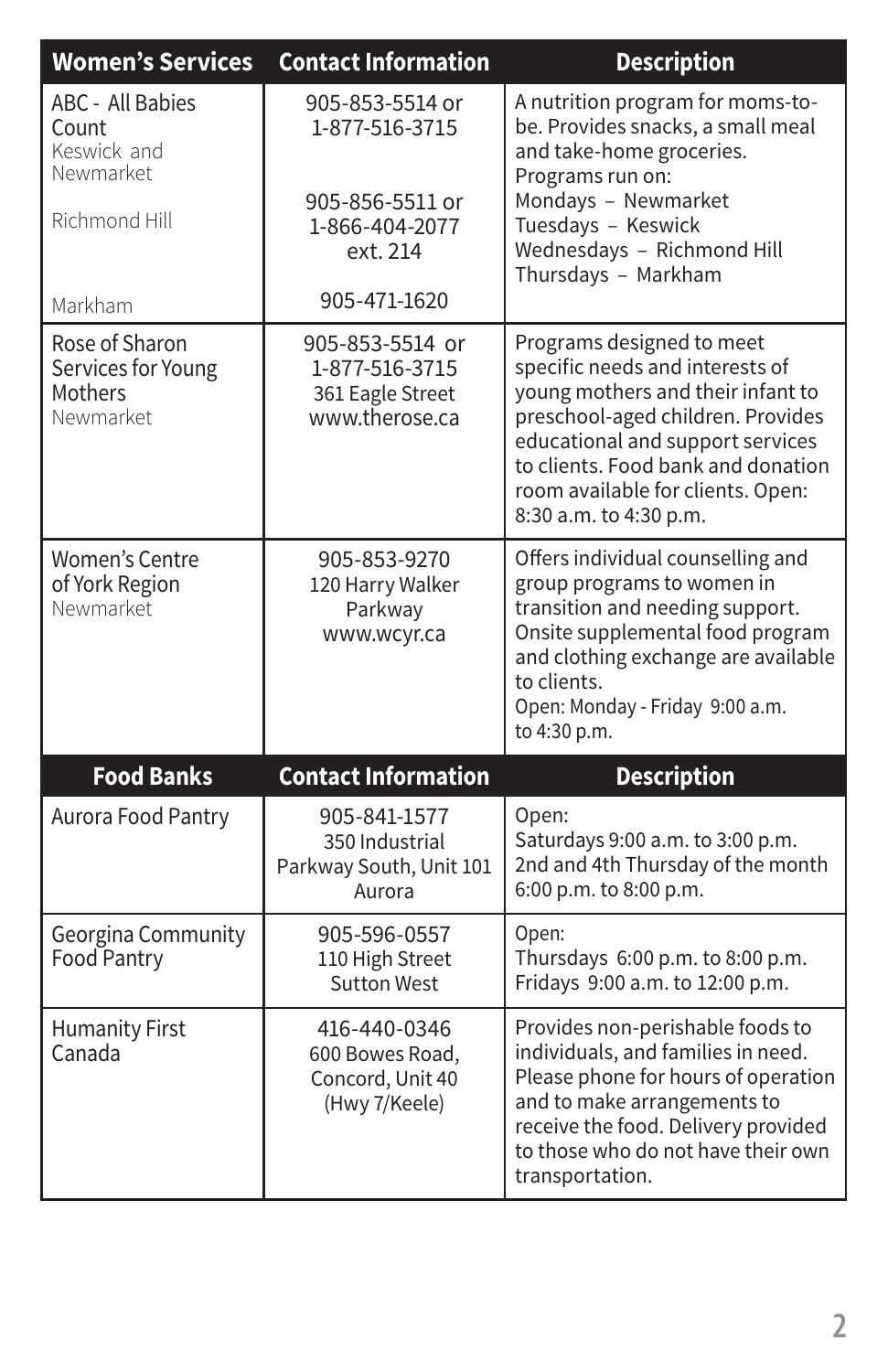| Women's Services | Contact Information | Description |
| --- | --- | --- |
| ABC - All Babies Count<br>Keswick and Newmarket<br><br>Richmond Hill<br><br>Markham | 905-853-5514 or 1-877-516-3715<br><br>905-856-5511 or 1-866-404-2077 ext. 214<br><br>905-471-1620 | A nutrition program for moms-to-be. Provides snacks, a small meal and take-home groceries.<br>Programs run on:<br>Mondays – Newmarket<br>Tuesdays – Keswick<br>Wednesdays – Richmond Hill<br>Thursdays – Markham |
| Rose of Sharon Services for Young Mothers<br>Newmarket | 905-853-5514 or 1-877-516-3715<br>361 Eagle Street<br>www.therose.ca | Programs designed to meet specific needs and interests of young mothers and their infant to preschool-aged children. Provides educational and support services to clients. Food bank and donation room available for clients. Open: 8:30 a.m. to 4:30 p.m. |
| Women's Centre of York Region<br>Newmarket | 905-853-9270<br>120 Harry Walker Parkway<br>www.wcyr.ca | Offers individual counselling and group programs to women in transition and needing support. Onsite supplemental food program and clothing exchange are available to clients.<br>Open: Monday - Friday 9:00 a.m. to 4:30 p.m. |
| **Food Banks** | **Contact Information** | **Description** |
| Aurora Food Pantry | 905-841-1577<br>350 Industrial Parkway South, Unit 101<br>Aurora | Open:<br>Saturdays 9:00 a.m. to 3:00 p.m.<br>2nd and 4th Thursday of the month 6:00 p.m. to 8:00 p.m. |
| Georgina Community Food Pantry | 905-596-0557<br>110 High Street<br>Sutton West | Open:<br>Thursdays 6:00 p.m. to 8:00 p.m.<br>Fridays 9:00 a.m. to 12:00 p.m. |
| Humanity First Canada | 416-440-0346<br>600 Bowes Road, Concord, Unit 40<br>(Hwy 7/Keele) | Provides non-perishable foods to individuals, and families in need. Please phone for hours of operation and to make arrangements to receive the food. Delivery provided to those who do not have their own transportation. |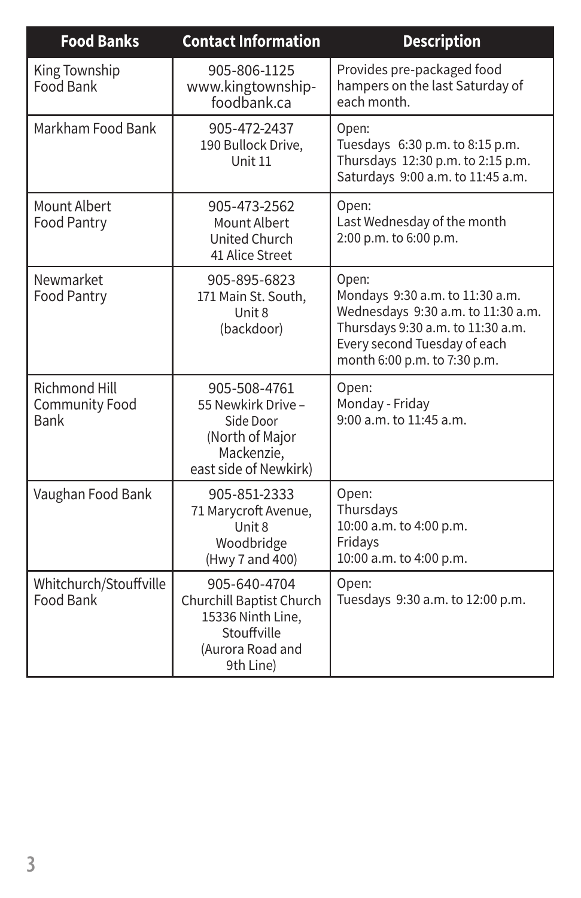| Food Banks | Contact Information | Description |
| --- | --- | --- |
| King Township Food Bank | 905-806-1125<br>www.kingtownship-foodbank.ca | Provides pre-packaged food hampers on the last Saturday of each month. |
| Markham Food Bank | 905-472-2437<br>190 Bullock Drive, Unit 11 | Open:<br>Tuesdays 6:30 p.m. to 8:15 p.m.<br>Thursdays 12:30 p.m. to 2:15 p.m.<br>Saturdays 9:00 a.m. to 11:45 a.m. |
| Mount Albert Food Pantry | 905-473-2562<br>Mount Albert United Church<br>41 Alice Street | Open:<br>Last Wednesday of the month<br>2:00 p.m. to 6:00 p.m. |
| Newmarket Food Pantry | 905-895-6823<br>171 Main St. South, Unit 8<br>(backdoor) | Open:<br>Mondays 9:30 a.m. to 11:30 a.m.<br>Wednesdays 9:30 a.m. to 11:30 a.m.<br>Thursdays 9:30 a.m. to 11:30 a.m.<br>Every second Tuesday of each month 6:00 p.m. to 7:30 p.m. |
| Richmond Hill Community Food Bank | 905-508-4761<br>55 Newkirk Drive – Side Door<br>(North of Major Mackenzie, east side of Newkirk) | Open:<br>Monday - Friday<br>9:00 a.m. to 11:45 a.m. |
| Vaughan Food Bank | 905-851-2333<br>71 Marycroft Avenue, Unit 8<br>Woodbridge<br>(Hwy 7 and 400) | Open:<br>Thursdays<br>10:00 a.m. to 4:00 p.m.<br>Fridays<br>10:00 a.m. to 4:00 p.m. |
| Whitchurch/Stouffville Food Bank | 905-640-4704<br>Churchill Baptist Church<br>15336 Ninth Line, Stouffville<br>(Aurora Road and 9th Line) | Open:<br>Tuesdays 9:30 a.m. to 12:00 p.m. |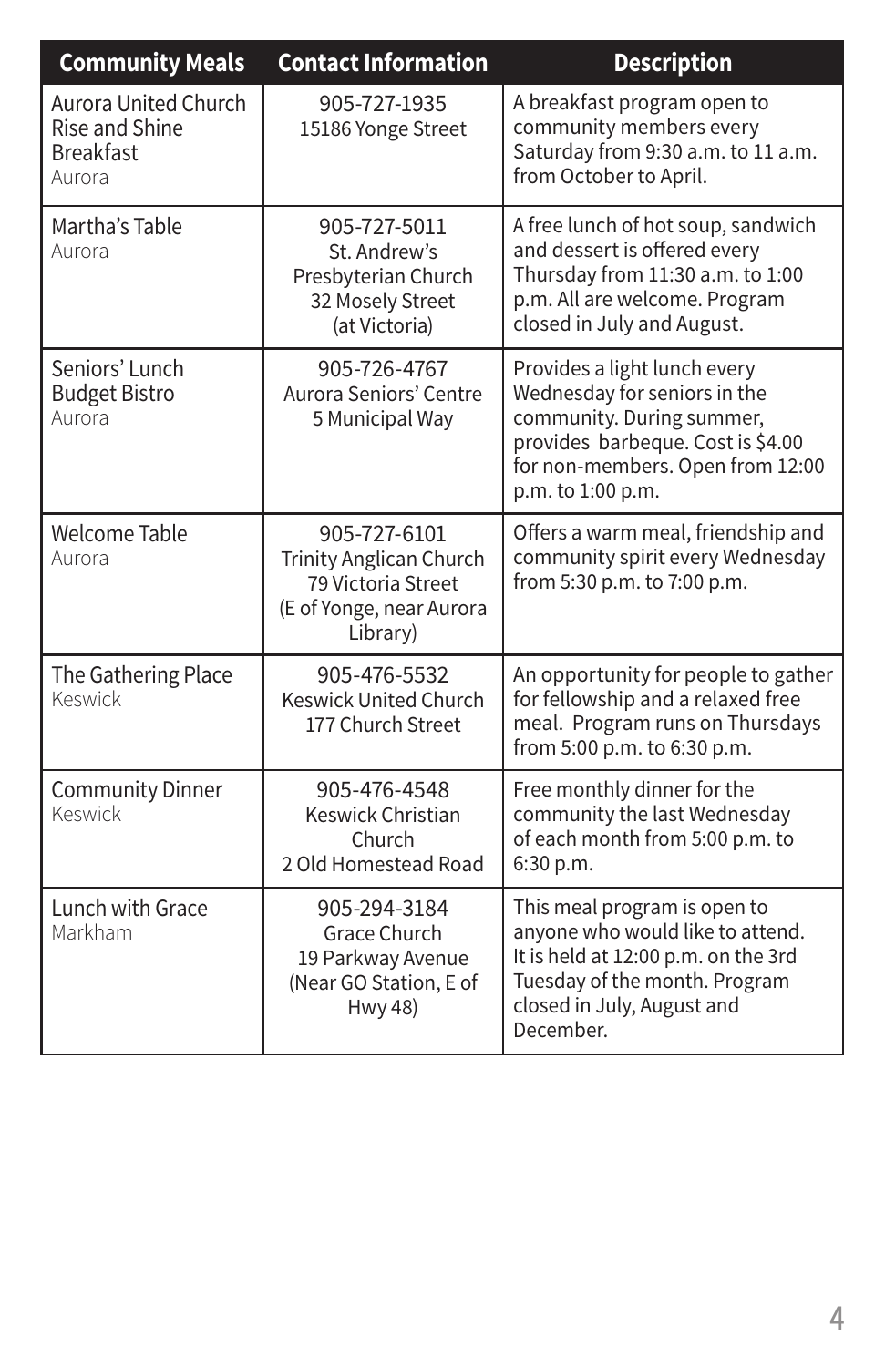| Community Meals | Contact Information | Description |
|---|---|---|
| Aurora United Church Rise and Shine Breakfast<br>Aurora | 905-727-1935<br>15186 Yonge Street | A breakfast program open to community members every Saturday from 9:30 a.m. to 11 a.m. from October to April. |
| Martha's Table<br>Aurora | 905-727-5011<br>St. Andrew's Presbyterian Church<br>32 Mosely Street<br>(at Victoria) | A free lunch of hot soup, sandwich and dessert is offered every Thursday from 11:30 a.m. to 1:00 p.m. All are welcome. Program closed in July and August. |
| Seniors' Lunch Budget Bistro<br>Aurora | 905-726-4767<br>Aurora Seniors' Centre<br>5 Municipal Way | Provides a light lunch every Wednesday for seniors in the community. During summer, provides barbeque. Cost is $4.00 for non-members. Open from 12:00 p.m. to 1:00 p.m. |
| Welcome Table<br>Aurora | 905-727-6101<br>Trinity Anglican Church<br>79 Victoria Street<br>(E of Yonge, near Aurora Library) | Offers a warm meal, friendship and community spirit every Wednesday from 5:30 p.m. to 7:00 p.m. |
| The Gathering Place<br>Keswick | 905-476-5532<br>Keswick United Church<br>177 Church Street | An opportunity for people to gather for fellowship and a relaxed free meal. Program runs on Thursdays from 5:00 p.m. to 6:30 p.m. |
| Community Dinner<br>Keswick | 905-476-4548<br>Keswick Christian Church<br>2 Old Homestead Road | Free monthly dinner for the community the last Wednesday of each month from 5:00 p.m. to 6:30 p.m. |
| Lunch with Grace<br>Markham | 905-294-3184<br>Grace Church<br>19 Parkway Avenue<br>(Near GO Station, E of Hwy 48) | This meal program is open to anyone who would like to attend. It is held at 12:00 p.m. on the 3rd Tuesday of the month. Program closed in July, August and December. |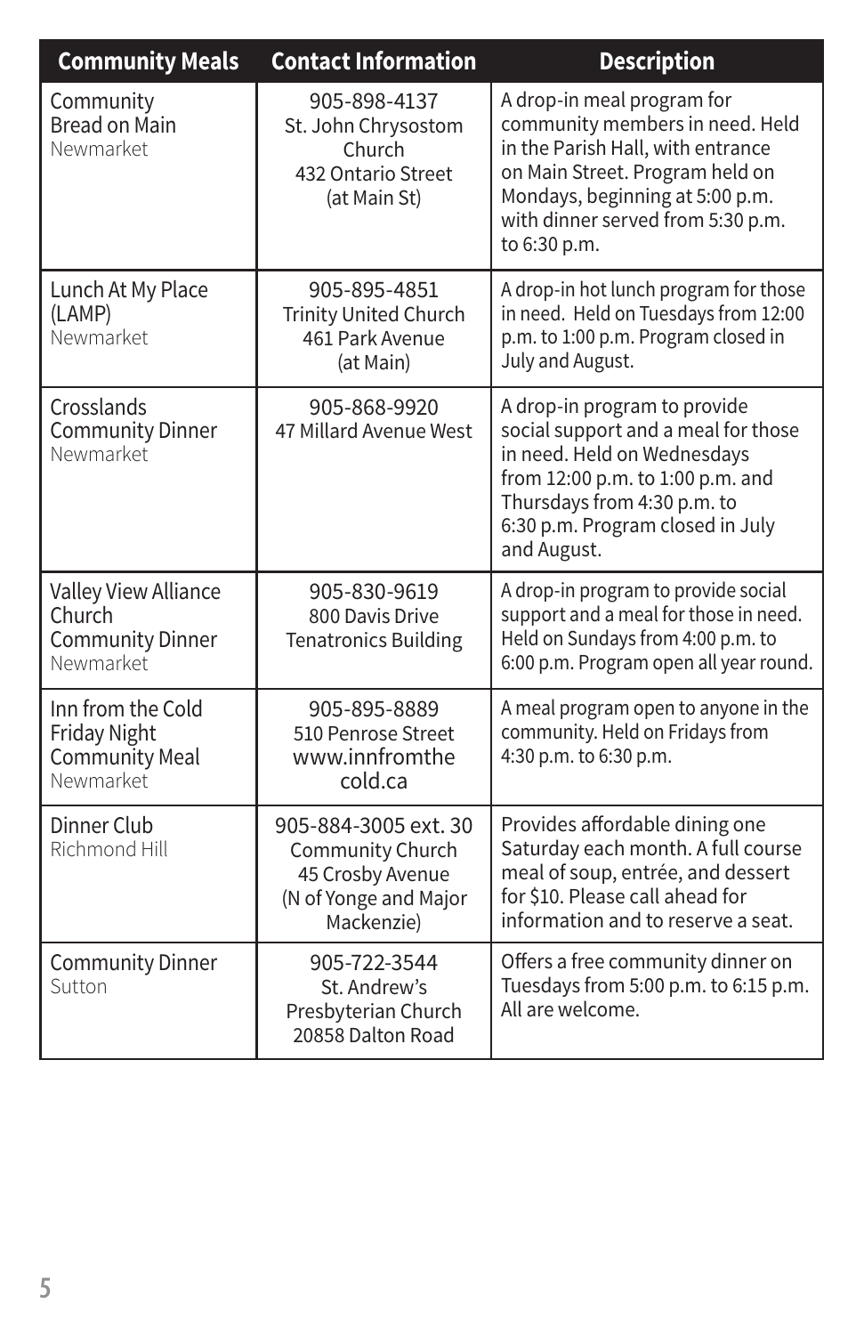| Community Meals | Contact Information | Description |
|---|---|---|
| Community Bread on Main<br>Newmarket | 905-898-4137<br>St. John Chrysostom Church<br>432 Ontario Street (at Main St) | A drop-in meal program for community members in need. Held in the Parish Hall, with entrance on Main Street. Program held on Mondays, beginning at 5:00 p.m. with dinner served from 5:30 p.m. to 6:30 p.m. |
| Lunch At My Place (LAMP)<br>Newmarket | 905-895-4851<br>Trinity United Church<br>461 Park Avenue (at Main) | A drop-in hot lunch program for those in need. Held on Tuesdays from 12:00 p.m. to 1:00 p.m. Program closed in July and August. |
| Crosslands Community Dinner<br>Newmarket | 905-868-9920<br>47 Millard Avenue West | A drop-in program to provide social support and a meal for those in need. Held on Wednesdays from 12:00 p.m. to 1:00 p.m. and Thursdays from 4:30 p.m. to 6:30 p.m. Program closed in July and August. |
| Valley View Alliance Church Community Dinner<br>Newmarket | 905-830-9619<br>800 Davis Drive<br>Tenatronics Building | A drop-in program to provide social support and a meal for those in need. Held on Sundays from 4:00 p.m. to 6:00 p.m. Program open all year round. |
| Inn from the Cold Friday Night Community Meal<br>Newmarket | 905-895-8889<br>510 Penrose Street<br>www.innfromthecold.ca | A meal program open to anyone in the community. Held on Fridays from 4:30 p.m. to 6:30 p.m. |
| Dinner Club<br>Richmond Hill | 905-884-3005 ext. 30<br>Community Church<br>45 Crosby Avenue<br>(N of Yonge and Major Mackenzie) | Provides affordable dining one Saturday each month. A full course meal of soup, entrée, and dessert for $10. Please call ahead for information and to reserve a seat. |
| Community Dinner<br>Sutton | 905-722-3544<br>St. Andrew's Presbyterian Church<br>20858 Dalton Road | Offers a free community dinner on Tuesdays from 5:00 p.m. to 6:15 p.m. All are welcome. |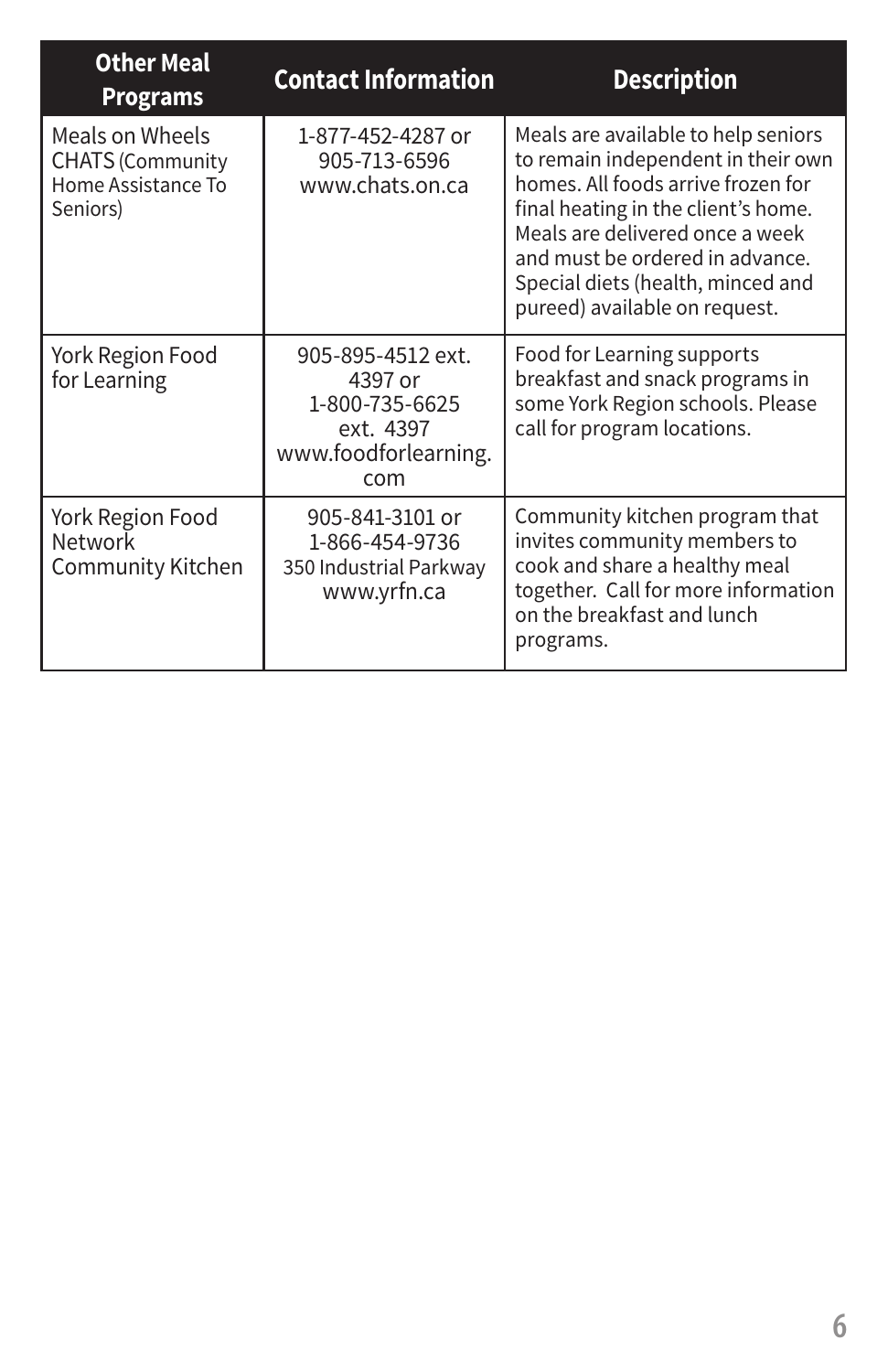| Other Meal Programs | Contact Information | Description |
|---|---|---|
| Meals on Wheels CHATS (Community Home Assistance To Seniors) | 1-877-452-4287 or 905-713-6596 www.chats.on.ca | Meals are available to help seniors to remain independent in their own homes. All foods arrive frozen for final heating in the client's home. Meals are delivered once a week and must be ordered in advance. Special diets (health, minced and pureed) available on request. |
| York Region Food for Learning | 905-895-4512 ext. 4397 or 1-800-735-6625 ext. 4397 www.foodforlearning.com | Food for Learning supports breakfast and snack programs in some York Region schools. Please call for program locations. |
| York Region Food Network Community Kitchen | 905-841-3101 or 1-866-454-9736 350 Industrial Parkway www.yrfn.ca | Community kitchen program that invites community members to cook and share a healthy meal together. Call for more information on the breakfast and lunch programs. |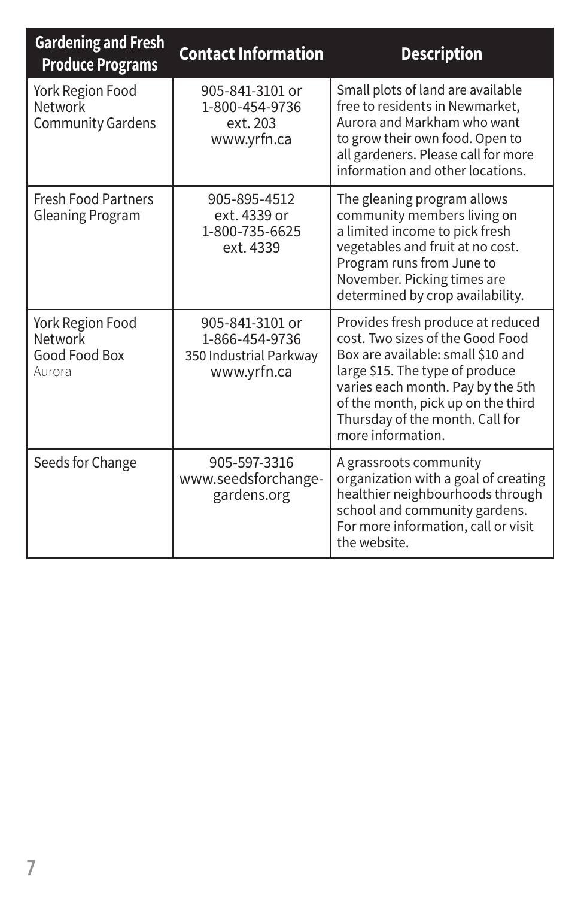| Gardening and Fresh Produce Programs | Contact Information | Description |
|---|---|---|
| York Region Food Network Community Gardens | 905-841-3101 or 1-800-454-9736 ext. 203 www.yrfn.ca | Small plots of land are available free to residents in Newmarket, Aurora and Markham who want to grow their own food. Open to all gardeners. Please call for more information and other locations. |
| Fresh Food Partners Gleaning Program | 905-895-4512 ext. 4339 or 1-800-735-6625 ext. 4339 | The gleaning program allows community members living on a limited income to pick fresh vegetables and fruit at no cost. Program runs from June to November. Picking times are determined by crop availability. |
| York Region Food Network Good Food Box Aurora | 905-841-3101 or 1-866-454-9736 350 Industrial Parkway www.yrfn.ca | Provides fresh produce at reduced cost. Two sizes of the Good Food Box are available: small $10 and large $15. The type of produce varies each month. Pay by the 5th of the month, pick up on the third Thursday of the month. Call for more information. |
| Seeds for Change | 905-597-3316 www.seedsforchange-gardens.org | A grassroots community organization with a goal of creating healthier neighbourhoods through school and community gardens. For more information, call or visit the website. |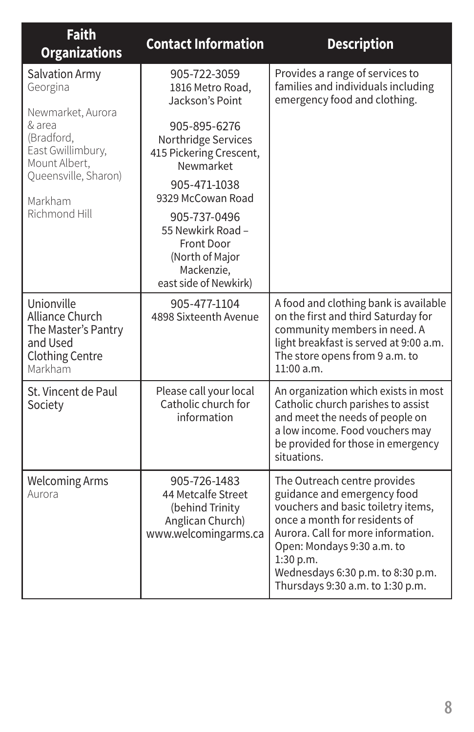| Faith Organizations | Contact Information | Description |
|---|---|---|
| Salvation Army Georgina<br><br>Newmarket, Aurora & area (Bradford, East Gwillimbury, Mount Albert, Queensville, Sharon)<br><br>Markham<br>Richmond Hill | 905-722-3059<br>1816 Metro Road, Jackson's Point<br><br>905-895-6276<br>Northridge Services<br>415 Pickering Crescent, Newmarket<br><br>905-471-1038<br>9329 McCowan Road<br><br>905-737-0496<br>55 Newkirk Road – Front Door (North of Major Mackenzie, east side of Newkirk) | Provides a range of services to families and individuals including emergency food and clothing. |
| Unionville Alliance Church The Master's Pantry and Used Clothing Centre<br>Markham | 905-477-1104<br>4898 Sixteenth Avenue | A food and clothing bank is available on the first and third Saturday for community members in need. A light breakfast is served at 9:00 a.m. The store opens from 9 a.m. to 11:00 a.m. |
| St. Vincent de Paul Society | Please call your local Catholic church for information | An organization which exists in most Catholic church parishes to assist and meet the needs of people on a low income. Food vouchers may be provided for those in emergency situations. |
| Welcoming Arms<br>Aurora | 905-726-1483<br>44 Metcalfe Street (behind Trinity Anglican Church)<br>www.welcomingarms.ca | The Outreach centre provides guidance and emergency food vouchers and basic toiletry items, once a month for residents of Aurora. Call for more information.<br>Open: Mondays 9:30 a.m. to 1:30 p.m.<br>Wednesdays 6:30 p.m. to 8:30 p.m.<br>Thursdays 9:30 a.m. to 1:30 p.m. |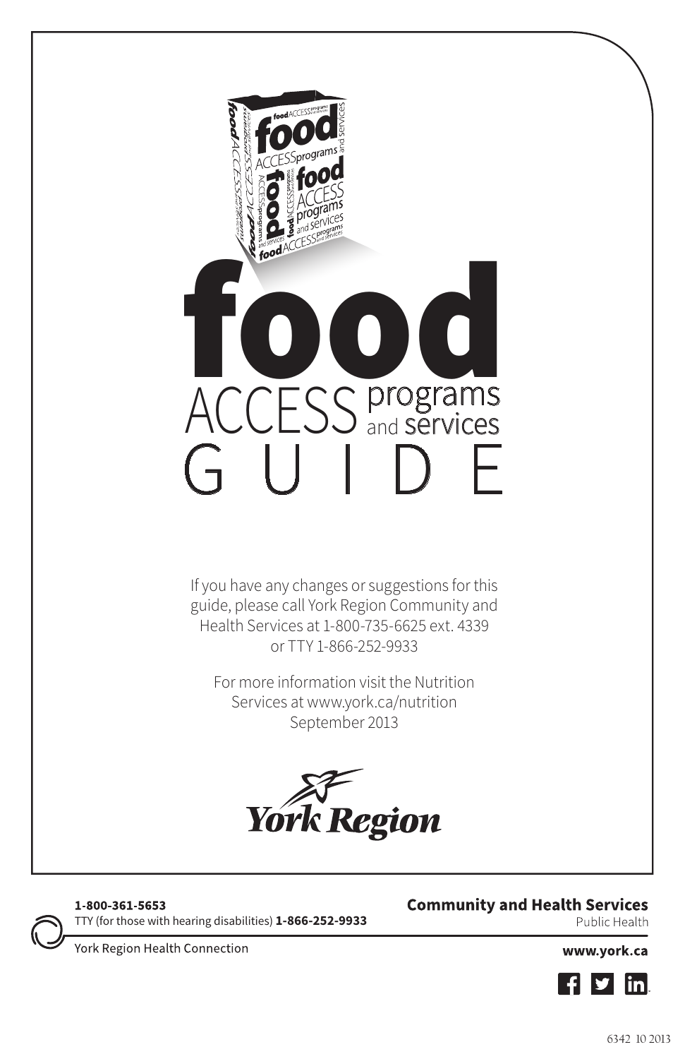# food ACCESS programs and services GUIDE

If you have any changes or suggestions for this guide, please call York Region Community and Health Services at 1-800-735-6625 ext. 4339 or TTY 1-866-252-9933

For more information visit the Nutrition Services at www.york.ca/nutrition
September 2013

York Region

**1-800-361-5653**
TTY (for those with hearing disabilities) **1-866-252-9933**

York Region Health Connection

**Community and Health Services**
Public Health

**www.york.ca**

6342 10 2013